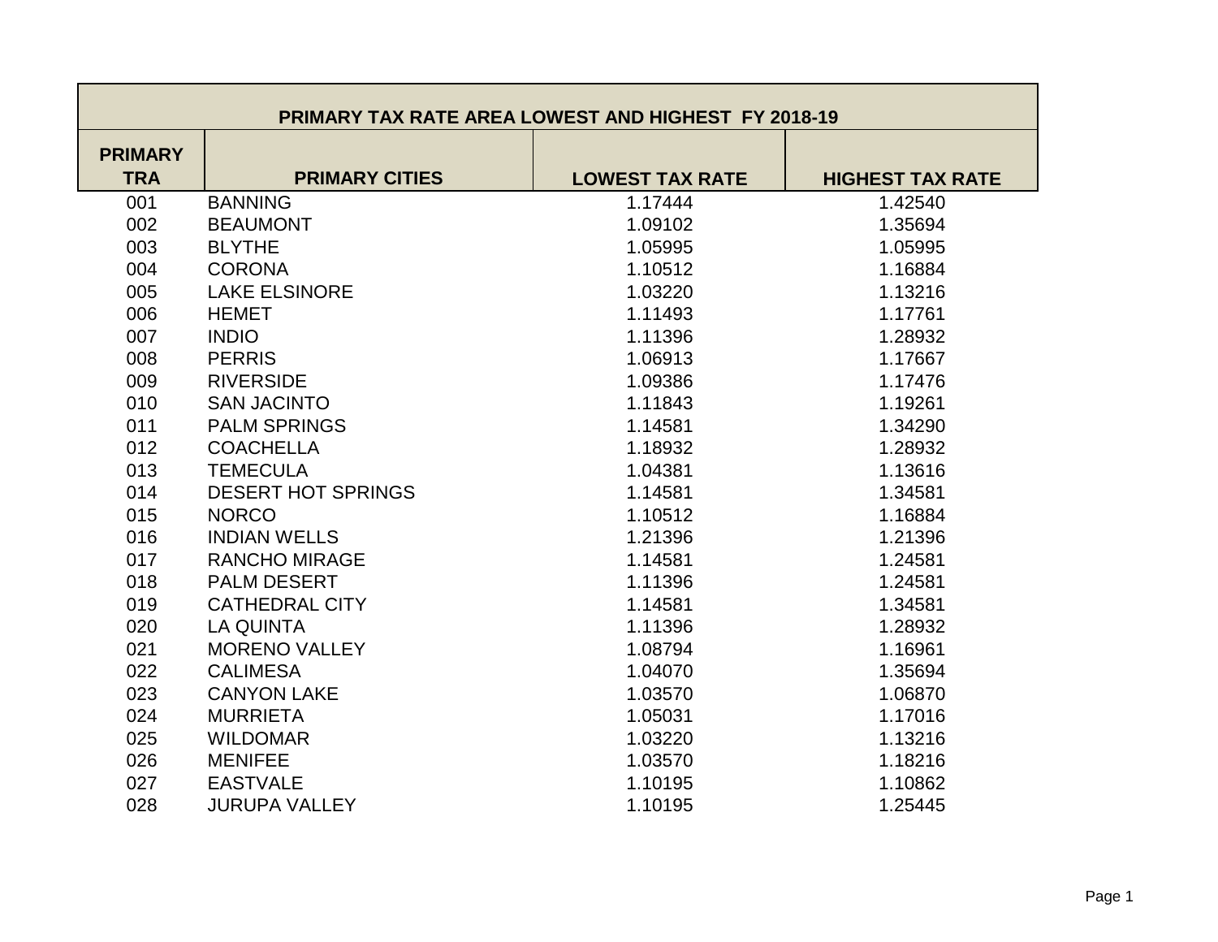| PRIMARY TAX RATE AREA LOWEST AND HIGHEST FY 2018-19 | | | |
|---|---|---|---|
| **PRIMARY TRA** | **PRIMARY CITIES** | **LOWEST TAX RATE** | **HIGHEST TAX RATE** |
| 001 | BANNING | 1.17444 | 1.42540 |
| 002 | BEAUMONT | 1.09102 | 1.35694 |
| 003 | BLYTHE | 1.05995 | 1.05995 |
| 004 | CORONA | 1.10512 | 1.16884 |
| 005 | LAKE ELSINORE | 1.03220 | 1.13216 |
| 006 | HEMET | 1.11493 | 1.17761 |
| 007 | INDIO | 1.11396 | 1.28932 |
| 008 | PERRIS | 1.06913 | 1.17667 |
| 009 | RIVERSIDE | 1.09386 | 1.17476 |
| 010 | SAN JACINTO | 1.11843 | 1.19261 |
| 011 | PALM SPRINGS | 1.14581 | 1.34290 |
| 012 | COACHELLA | 1.18932 | 1.28932 |
| 013 | TEMECULA | 1.04381 | 1.13616 |
| 014 | DESERT HOT SPRINGS | 1.14581 | 1.34581 |
| 015 | NORCO | 1.10512 | 1.16884 |
| 016 | INDIAN WELLS | 1.21396 | 1.21396 |
| 017 | RANCHO MIRAGE | 1.14581 | 1.24581 |
| 018 | PALM DESERT | 1.11396 | 1.24581 |
| 019 | CATHEDRAL CITY | 1.14581 | 1.34581 |
| 020 | LA QUINTA | 1.11396 | 1.28932 |
| 021 | MORENO VALLEY | 1.08794 | 1.16961 |
| 022 | CALIMESA | 1.04070 | 1.35694 |
| 023 | CANYON LAKE | 1.03570 | 1.06870 |
| 024 | MURRIETA | 1.05031 | 1.17016 |
| 025 | WILDOMAR | 1.03220 | 1.13216 |
| 026 | MENIFEE | 1.03570 | 1.18216 |
| 027 | EASTVALE | 1.10195 | 1.10862 |
| 028 | JURUPA VALLEY | 1.10195 | 1.25445 |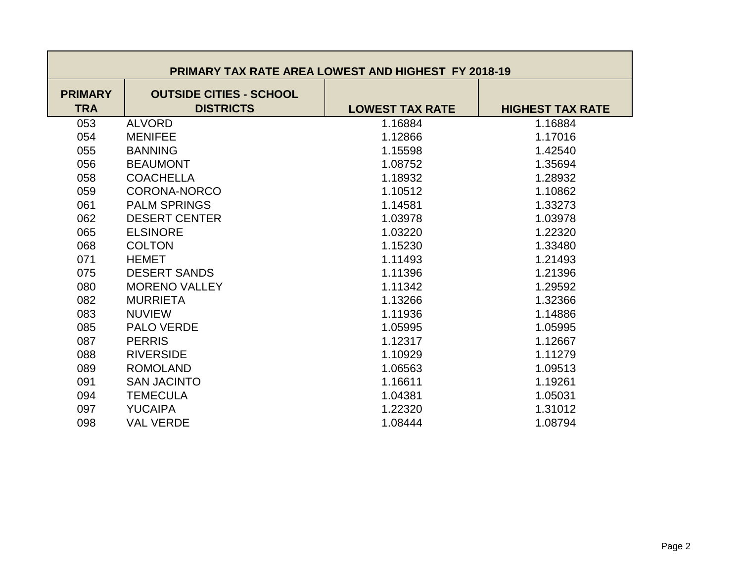| PRIMARY TAX RATE AREA LOWEST AND HIGHEST FY 2018-19 | | | |
|---|---|---|---|
| **PRIMARY TRA** | **OUTSIDE CITIES - SCHOOL DISTRICTS** | **LOWEST TAX RATE** | **HIGHEST TAX RATE** |
| 053 | ALVORD | 1.16884 | 1.16884 |
| 054 | MENIFEE | 1.12866 | 1.17016 |
| 055 | BANNING | 1.15598 | 1.42540 |
| 056 | BEAUMONT | 1.08752 | 1.35694 |
| 058 | COACHELLA | 1.18932 | 1.28932 |
| 059 | CORONA-NORCO | 1.10512 | 1.10862 |
| 061 | PALM SPRINGS | 1.14581 | 1.33273 |
| 062 | DESERT CENTER | 1.03978 | 1.03978 |
| 065 | ELSINORE | 1.03220 | 1.22320 |
| 068 | COLTON | 1.15230 | 1.33480 |
| 071 | HEMET | 1.11493 | 1.21493 |
| 075 | DESERT SANDS | 1.11396 | 1.21396 |
| 080 | MORENO VALLEY | 1.11342 | 1.29592 |
| 082 | MURRIETA | 1.13266 | 1.32366 |
| 083 | NUVIEW | 1.11936 | 1.14886 |
| 085 | PALO VERDE | 1.05995 | 1.05995 |
| 087 | PERRIS | 1.12317 | 1.12667 |
| 088 | RIVERSIDE | 1.10929 | 1.11279 |
| 089 | ROMOLAND | 1.06563 | 1.09513 |
| 091 | SAN JACINTO | 1.16611 | 1.19261 |
| 094 | TEMECULA | 1.04381 | 1.05031 |
| 097 | YUCAIPA | 1.22320 | 1.31012 |
| 098 | VAL VERDE | 1.08444 | 1.08794 |